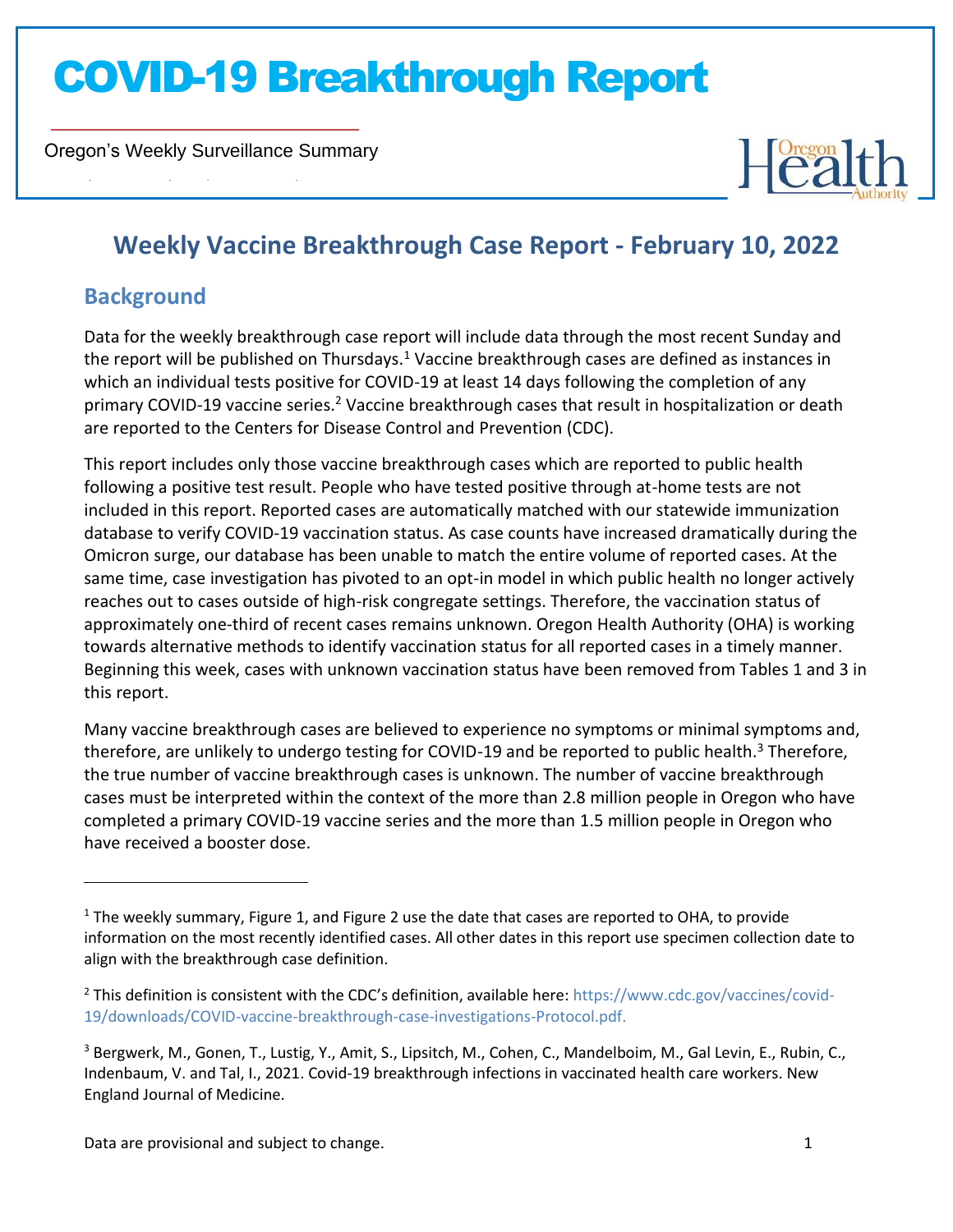# COVID-19 Breakthrough Report

Oregon's Weekly Surveillance Summary

## Weekly Vaccine Breakthrough Case Report - February 10, 2022

### Background

Data for the weekly breakthrough case report will include data through the most recent Sunday and the report will be published on Thursdays.[1] Vaccine breakthrough cases are defined as instances in which an individual tests positive for COVID-19 at least 14 days following the completion of any primary COVID-19 vaccine series.[2] Vaccine breakthrough cases that result in hospitalization or death are reported to the Centers for Disease Control and Prevention (CDC).

This report includes only those vaccine breakthrough cases which are reported to public health following a positive test result. People who have tested positive through at-home tests are not included in this report. Reported cases are automatically matched with our statewide immunization database to verify COVID-19 vaccination status. As case counts have increased dramatically during the Omicron surge, our database has been unable to match the entire volume of reported cases. At the same time, case investigation has pivoted to an opt-in model in which public health no longer actively reaches out to cases outside of high-risk congregate settings. Therefore, the vaccination status of approximately one-third of recent cases remains unknown. Oregon Health Authority (OHA) is working towards alternative methods to identify vaccination status for all reported cases in a timely manner. Beginning this week, cases with unknown vaccination status have been removed from Tables 1 and 3 in this report.

Many vaccine breakthrough cases are believed to experience no symptoms or minimal symptoms and, therefore, are unlikely to undergo testing for COVID-19 and be reported to public health.[3] Therefore, the true number of vaccine breakthrough cases is unknown. The number of vaccine breakthrough cases must be interpreted within the context of the more than 2.8 million people in Oregon who have completed a primary COVID-19 vaccine series and the more than 1.5 million people in Oregon who have received a booster dose.

---

[1] The weekly summary, Figure 1, and Figure 2 use the date that cases are reported to OHA, to provide information on the most recently identified cases. All other dates in this report use specimen collection date to align with the breakthrough case definition.

[2] This definition is consistent with the CDC's definition, available here: https://www.cdc.gov/vaccines/covid-19/downloads/COVID-vaccine-breakthrough-case-investigations-Protocol.pdf.

[3] Bergwerk, M., Gonen, T., Lustig, Y., Amit, S., Lipsitch, M., Cohen, C., Mandelboim, M., Gal Levin, E., Rubin, C., Indenbaum, V. and Tal, I., 2021. Covid-19 breakthrough infections in vaccinated health care workers. New England Journal of Medicine.

Data are provisional and subject to change.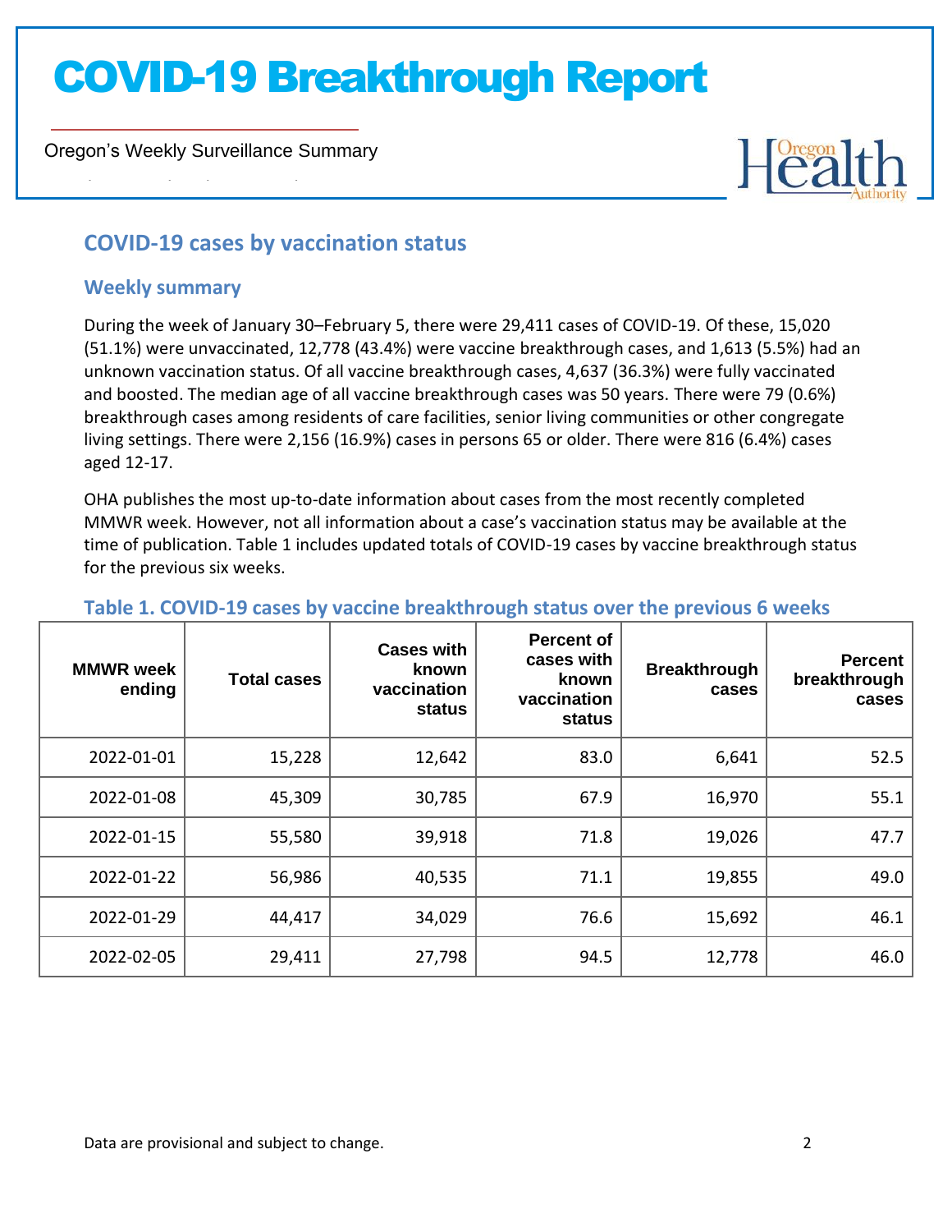# COVID-19 Breakthrough Report

Oregon's Weekly Surveillance Summary

## COVID-19 cases by vaccination status

### Weekly summary

During the week of January 30–February 5, there were 29,411 cases of COVID-19. Of these, 15,020 (51.1%) were unvaccinated, 12,778 (43.4%) were vaccine breakthrough cases, and 1,613 (5.5%) had an unknown vaccination status. Of all vaccine breakthrough cases, 4,637 (36.3%) were fully vaccinated and boosted. The median age of all vaccine breakthrough cases was 50 years. There were 79 (0.6%) breakthrough cases among residents of care facilities, senior living communities or other congregate living settings. There were 2,156 (16.9%) cases in persons 65 or older. There were 816 (6.4%) cases aged 12-17.

OHA publishes the most up-to-date information about cases from the most recently completed MMWR week. However, not all information about a case's vaccination status may be available at the time of publication. Table 1 includes updated totals of COVID-19 cases by vaccine breakthrough status for the previous six weeks.

### Table 1. COVID-19 cases by vaccine breakthrough status over the previous 6 weeks

| MMWR week ending | Total cases | Cases with known vaccination status | Percent of cases with known vaccination status | Breakthrough cases | Percent breakthrough cases |
|---|---|---|---|---|---|
| 2022-01-01 | 15,228 | 12,642 | 83.0 | 6,641 | 52.5 |
| 2022-01-08 | 45,309 | 30,785 | 67.9 | 16,970 | 55.1 |
| 2022-01-15 | 55,580 | 39,918 | 71.8 | 19,026 | 47.7 |
| 2022-01-22 | 56,986 | 40,535 | 71.1 | 19,855 | 49.0 |
| 2022-01-29 | 44,417 | 34,029 | 76.6 | 15,692 | 46.1 |
| 2022-02-05 | 29,411 | 27,798 | 94.5 | 12,778 | 46.0 |

Data are provisional and subject to change.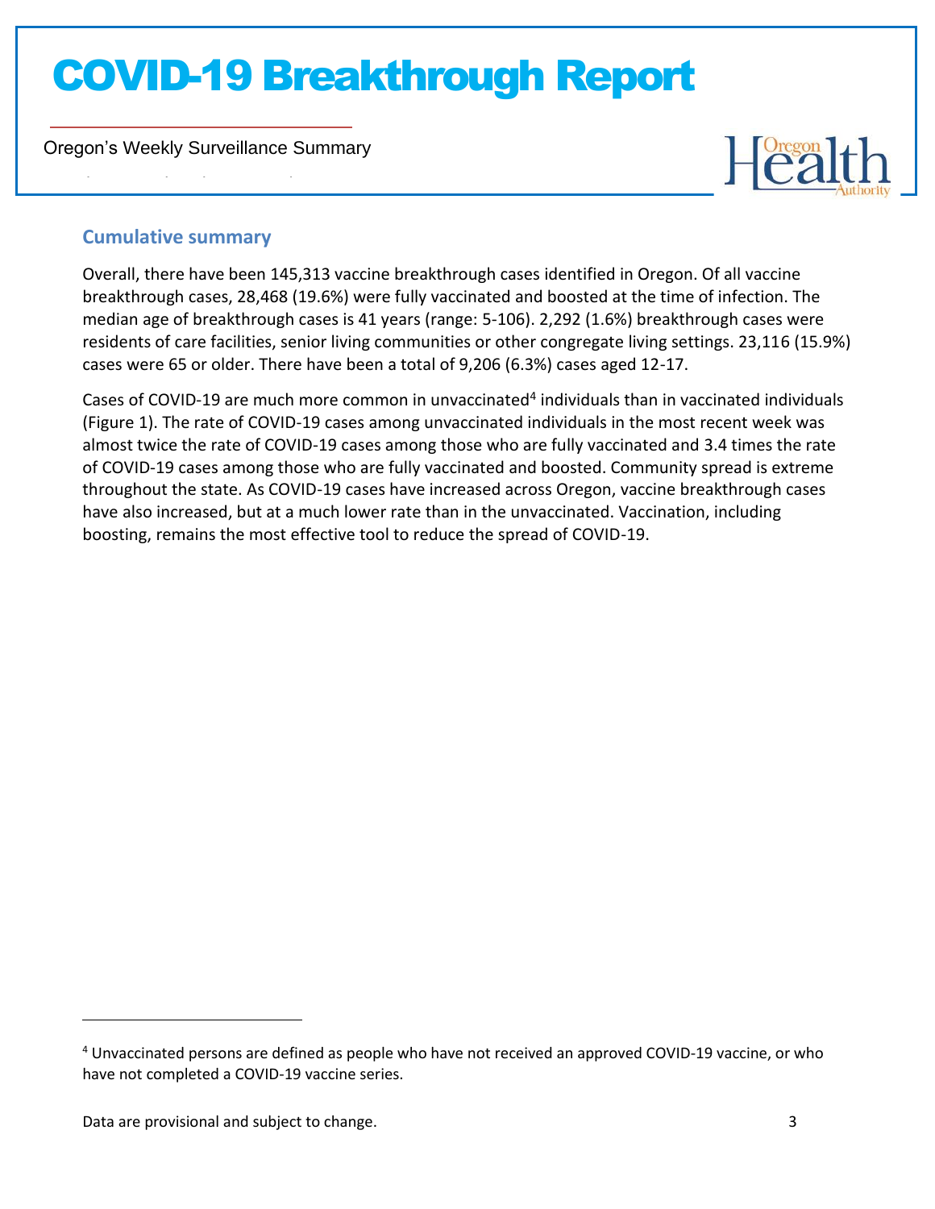## Cumulative summary

Overall, there have been 145,313 vaccine breakthrough cases identified in Oregon. Of all vaccine breakthrough cases, 28,468 (19.6%) were fully vaccinated and boosted at the time of infection. The median age of breakthrough cases is 41 years (range: 5-106). 2,292 (1.6%) breakthrough cases were residents of care facilities, senior living communities or other congregate living settings. 23,116 (15.9%) cases were 65 or older. There have been a total of 9,206 (6.3%) cases aged 12-17.

Cases of COVID-19 are much more common in unvaccinated[4] individuals than in vaccinated individuals (Figure 1). The rate of COVID-19 cases among unvaccinated individuals in the most recent week was almost twice the rate of COVID-19 cases among those who are fully vaccinated and 3.4 times the rate of COVID-19 cases among those who are fully vaccinated and boosted. Community spread is extreme throughout the state. As COVID-19 cases have increased across Oregon, vaccine breakthrough cases have also increased, but at a much lower rate than in the unvaccinated. Vaccination, including boosting, remains the most effective tool to reduce the spread of COVID-19.

[4] Unvaccinated persons are defined as people who have not received an approved COVID-19 vaccine, or who have not completed a COVID-19 vaccine series.

Data are provisional and subject to change.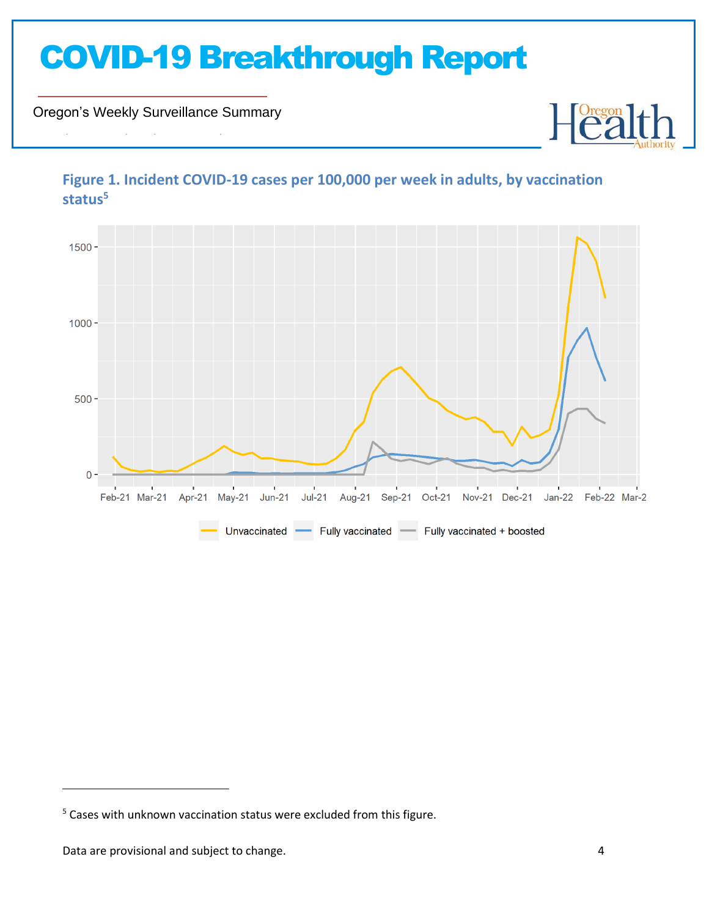# COVID-19 Breakthrough Report

Oregon's Weekly Surveillance Summary

**Figure 1. Incident COVID-19 cases per 100,000 per week in adults, by vaccination status[5]**

[5] Cases with unknown vaccination status were excluded from this figure.

Data are provisional and subject to change.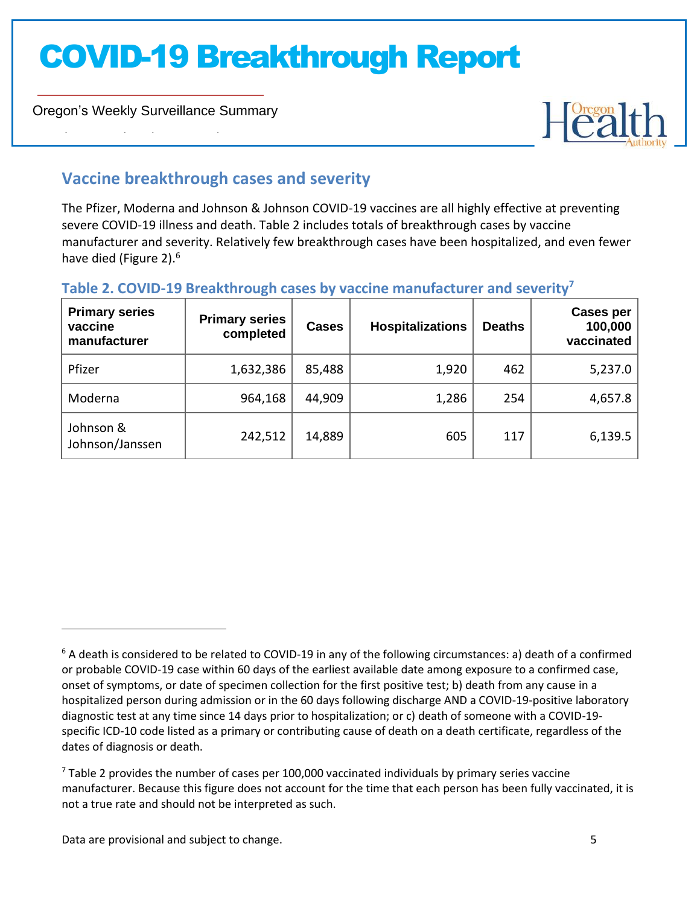## Vaccine breakthrough cases and severity

The Pfizer, Moderna and Johnson & Johnson COVID-19 vaccines are all highly effective at preventing severe COVID-19 illness and death. Table 2 includes totals of breakthrough cases by vaccine manufacturer and severity. Relatively few breakthrough cases have been hospitalized, and even fewer have died (Figure 2).[6]

### Table 2. COVID-19 Breakthrough cases by vaccine manufacturer and severity[7]

| Primary series vaccine manufacturer | Primary series completed | Cases | Hospitalizations | Deaths | Cases per 100,000 vaccinated |
|---|---|---|---|---|---|
| Pfizer | 1,632,386 | 85,488 | 1,920 | 462 | 5,237.0 |
| Moderna | 964,168 | 44,909 | 1,286 | 254 | 4,657.8 |
| Johnson & Johnson/Janssen | 242,512 | 14,889 | 605 | 117 | 6,139.5 |

[6] A death is considered to be related to COVID-19 in any of the following circumstances: a) death of a confirmed or probable COVID-19 case within 60 days of the earliest available date among exposure to a confirmed case, onset of symptoms, or date of specimen collection for the first positive test; b) death from any cause in a hospitalized person during admission or in the 60 days following discharge AND a COVID-19-positive laboratory diagnostic test at any time since 14 days prior to hospitalization; or c) death of someone with a COVID-19-specific ICD-10 code listed as a primary or contributing cause of death on a death certificate, regardless of the dates of diagnosis or death.

[7] Table 2 provides the number of cases per 100,000 vaccinated individuals by primary series vaccine manufacturer. Because this figure does not account for the time that each person has been fully vaccinated, it is not a true rate and should not be interpreted as such.

Data are provisional and subject to change.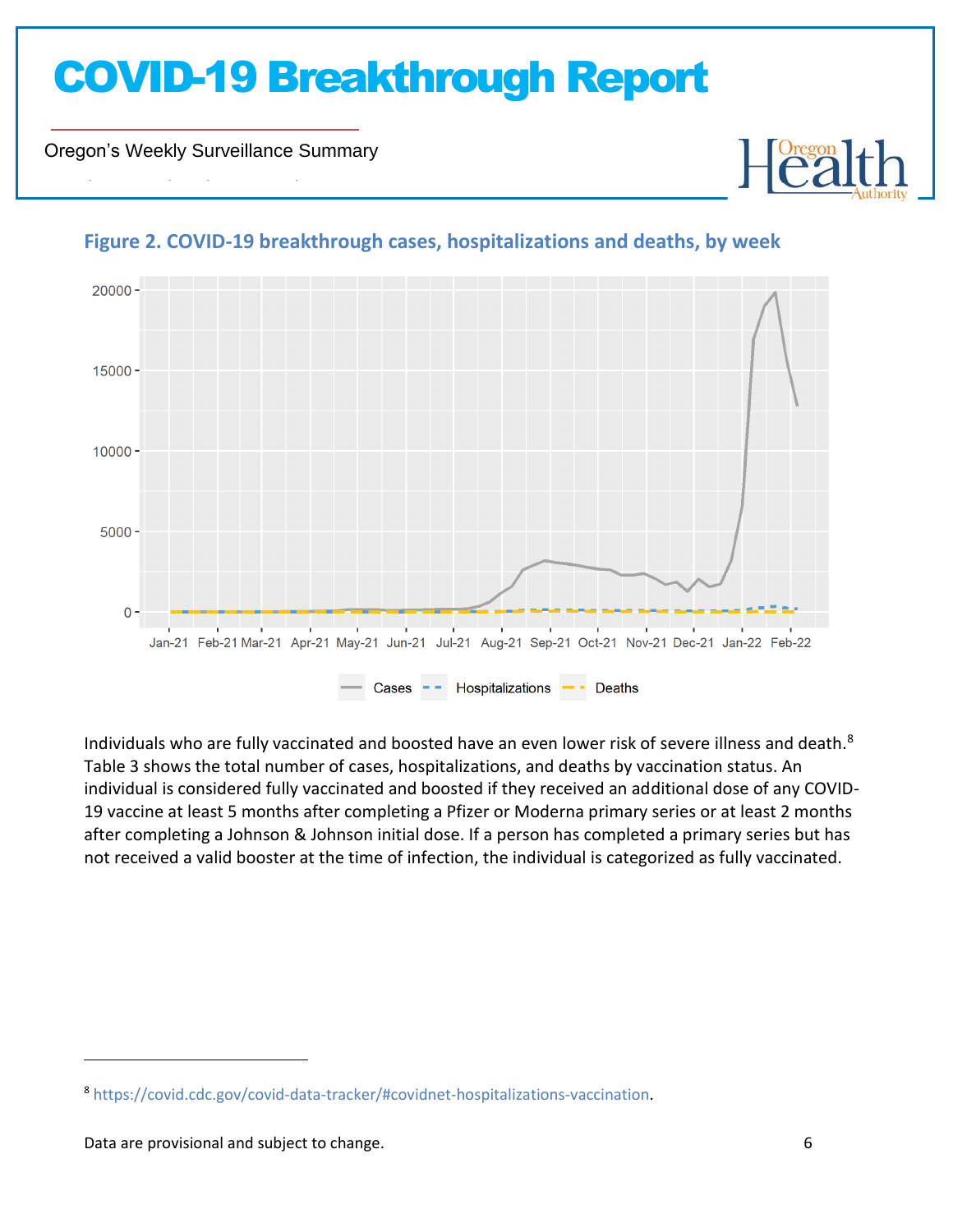## Figure 2. COVID-19 breakthrough cases, hospitalizations and deaths, by week

Individuals who are fully vaccinated and boosted have an even lower risk of severe illness and death.[8] Table 3 shows the total number of cases, hospitalizations, and deaths by vaccination status. An individual is considered fully vaccinated and boosted if they received an additional dose of any COVID-19 vaccine at least 5 months after completing a Pfizer or Moderna primary series or at least 2 months after completing a Johnson & Johnson initial dose. If a person has completed a primary series but has not received a valid booster at the time of infection, the individual is categorized as fully vaccinated.

---

[8] https://covid.cdc.gov/covid-data-tracker/#covidnet-hospitalizations-vaccination.

Data are provisional and subject to change.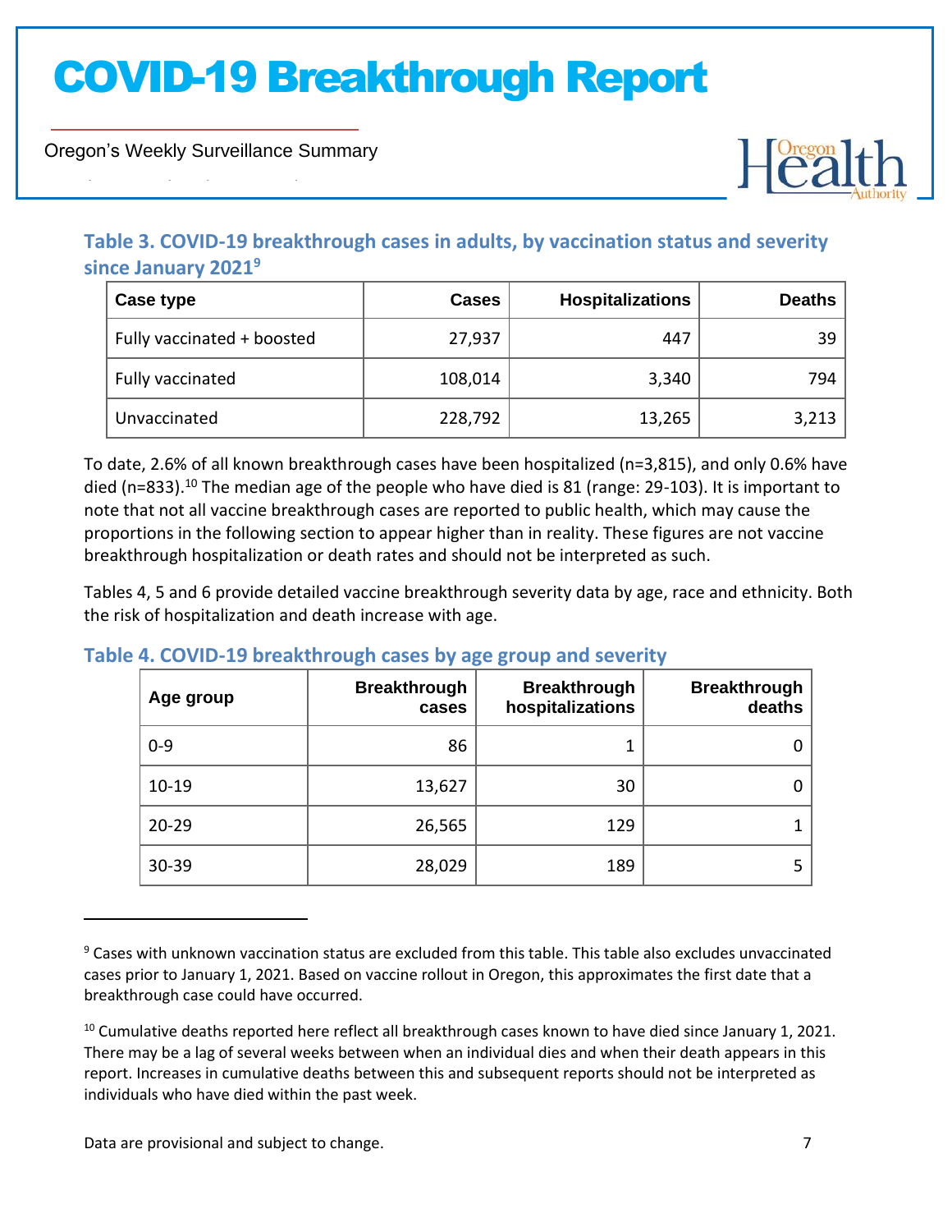### Table 3. COVID-19 breakthrough cases in adults, by vaccination status and severity since January 2021[9]

| Case type | Cases | Hospitalizations | Deaths |
|---|---|---|---|
| Fully vaccinated + boosted | 27,937 | 447 | 39 |
| Fully vaccinated | 108,014 | 3,340 | 794 |
| Unvaccinated | 228,792 | 13,265 | 3,213 |

To date, 2.6% of all known breakthrough cases have been hospitalized (n=3,815), and only 0.6% have died (n=833).[10] The median age of the people who have died is 81 (range: 29-103). It is important to note that not all vaccine breakthrough cases are reported to public health, which may cause the proportions in the following section to appear higher than in reality. These figures are not vaccine breakthrough hospitalization or death rates and should not be interpreted as such.

Tables 4, 5 and 6 provide detailed vaccine breakthrough severity data by age, race and ethnicity. Both the risk of hospitalization and death increase with age.

### Table 4. COVID-19 breakthrough cases by age group and severity

| Age group | Breakthrough cases | Breakthrough hospitalizations | Breakthrough deaths |
|---|---|---|---|
| 0-9 | 86 | 1 | 0 |
| 10-19 | 13,627 | 30 | 0 |
| 20-29 | 26,565 | 129 | 1 |
| 30-39 | 28,029 | 189 | 5 |

[9] Cases with unknown vaccination status are excluded from this table. This table also excludes unvaccinated cases prior to January 1, 2021. Based on vaccine rollout in Oregon, this approximates the first date that a breakthrough case could have occurred.

[10] Cumulative deaths reported here reflect all breakthrough cases known to have died since January 1, 2021. There may be a lag of several weeks between when an individual dies and when their death appears in this report. Increases in cumulative deaths between this and subsequent reports should not be interpreted as individuals who have died within the past week.

Data are provisional and subject to change.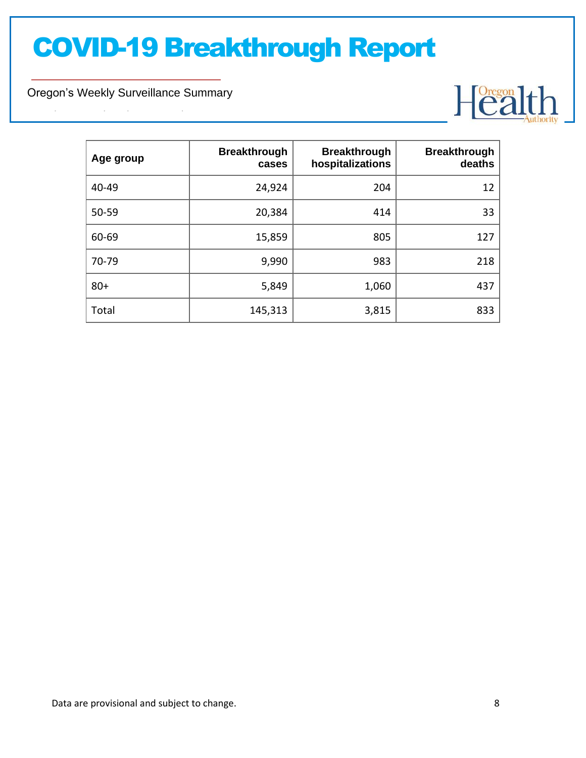| Age group | Breakthrough cases | Breakthrough hospitalizations | Breakthrough deaths |
|---|---|---|---|
| 40-49 | 24,924 | 204 | 12 |
| 50-59 | 20,384 | 414 | 33 |
| 60-69 | 15,859 | 805 | 127 |
| 70-79 | 9,990 | 983 | 218 |
| 80+ | 5,849 | 1,060 | 437 |
| Total | 145,313 | 3,815 | 833 |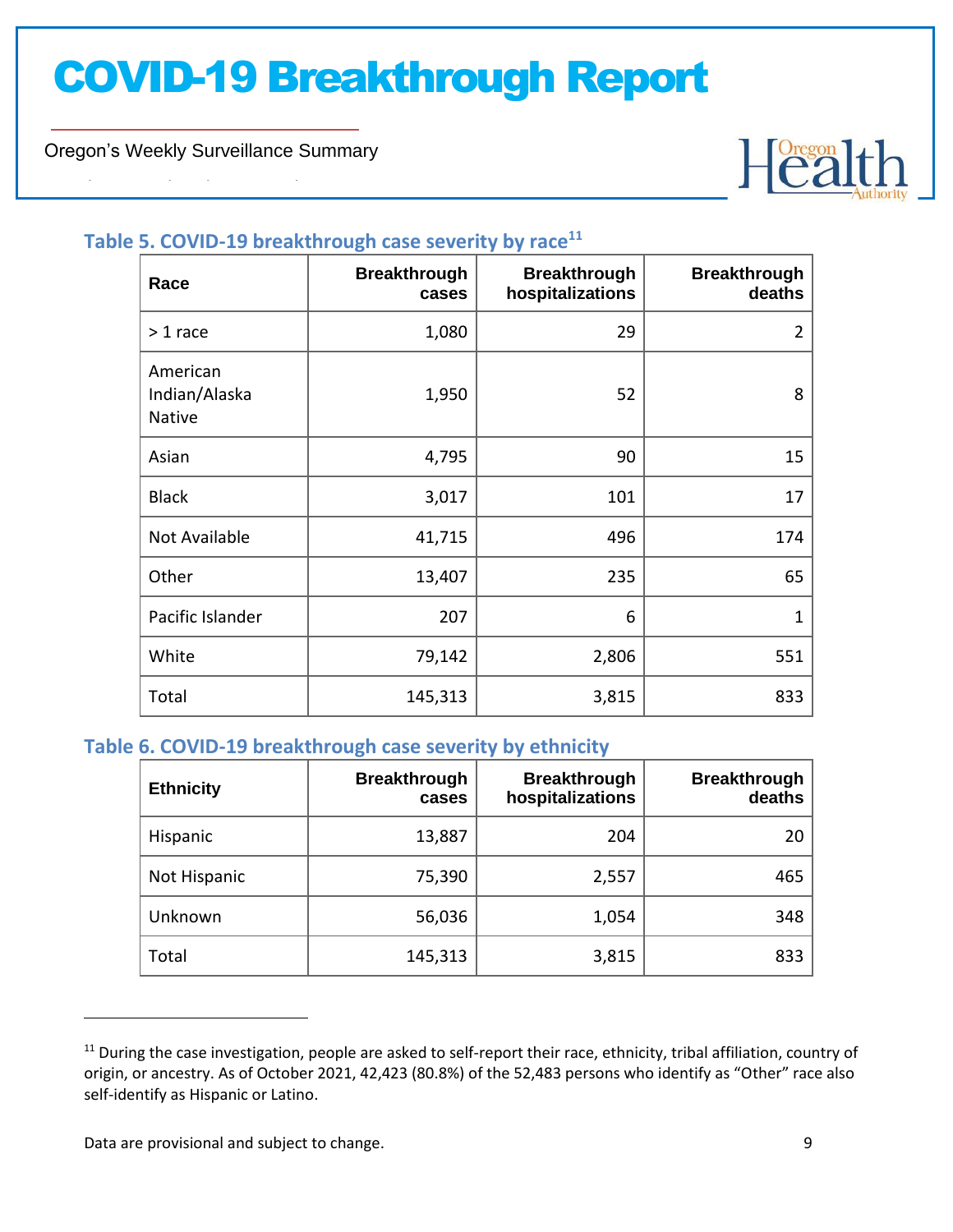### Table 5. COVID-19 breakthrough case severity by race[11]

| Race | Breakthrough cases | Breakthrough hospitalizations | Breakthrough deaths |
|---|---:|---:|---:|
| > 1 race | 1,080 | 29 | 2 |
| American Indian/Alaska Native | 1,950 | 52 | 8 |
| Asian | 4,795 | 90 | 15 |
| Black | 3,017 | 101 | 17 |
| Not Available | 41,715 | 496 | 174 |
| Other | 13,407 | 235 | 65 |
| Pacific Islander | 207 | 6 | 1 |
| White | 79,142 | 2,806 | 551 |
| Total | 145,313 | 3,815 | 833 |

### Table 6. COVID-19 breakthrough case severity by ethnicity

| Ethnicity | Breakthrough cases | Breakthrough hospitalizations | Breakthrough deaths |
|---|---:|---:|---:|
| Hispanic | 13,887 | 204 | 20 |
| Not Hispanic | 75,390 | 2,557 | 465 |
| Unknown | 56,036 | 1,054 | 348 |
| Total | 145,313 | 3,815 | 833 |

[11] During the case investigation, people are asked to self-report their race, ethnicity, tribal affiliation, country of origin, or ancestry. As of October 2021, 42,423 (80.8%) of the 52,483 persons who identify as "Other" race also self-identify as Hispanic or Latino.

Data are provisional and subject to change.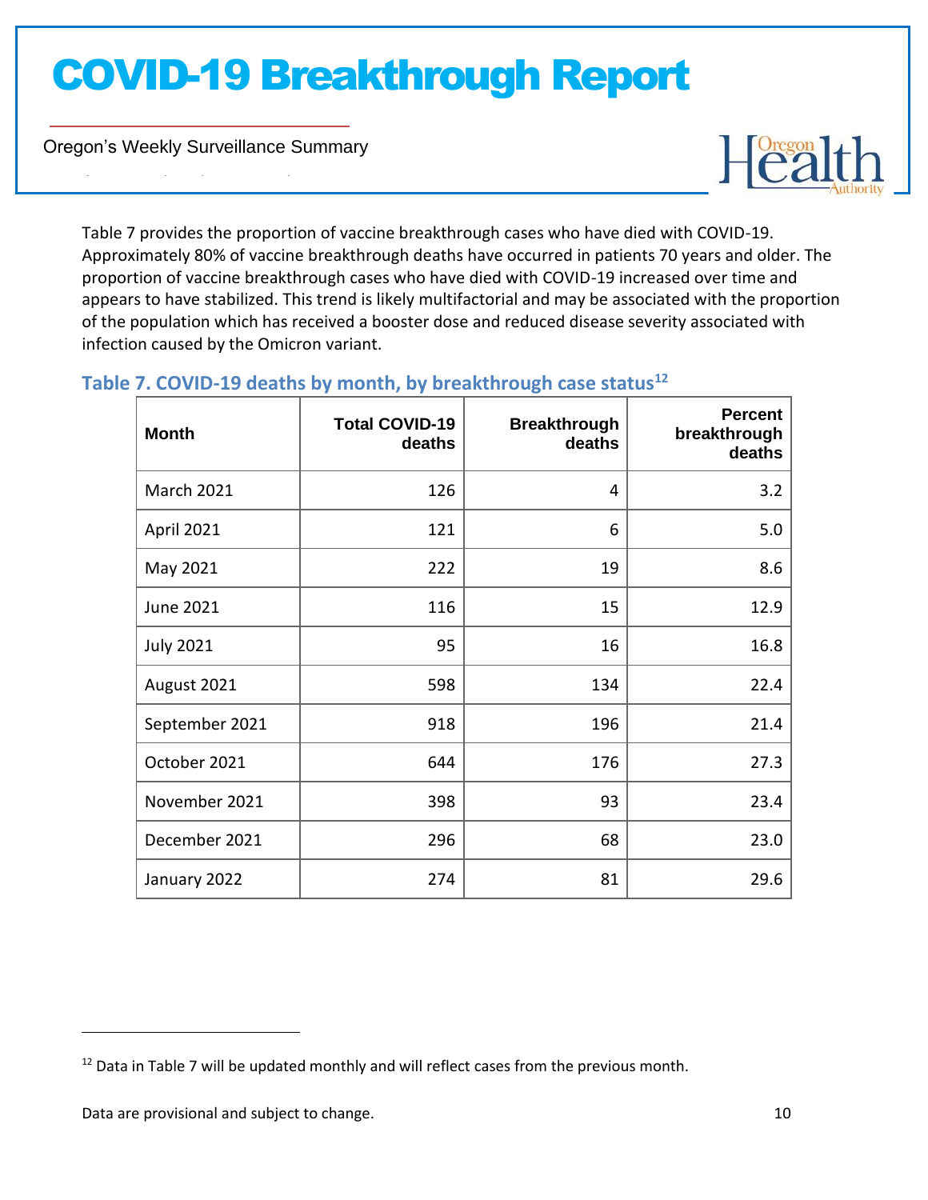Table 7 provides the proportion of vaccine breakthrough cases who have died with COVID-19. Approximately 80% of vaccine breakthrough deaths have occurred in patients 70 years and older. The proportion of vaccine breakthrough cases who have died with COVID-19 increased over time and appears to have stabilized. This trend is likely multifactorial and may be associated with the proportion of the population which has received a booster dose and reduced disease severity associated with infection caused by the Omicron variant.

### Table 7. COVID-19 deaths by month, by breakthrough case status[12]

| Month | Total COVID-19 deaths | Breakthrough deaths | Percent breakthrough deaths |
|---|---:|---:|---:|
| March 2021 | 126 | 4 | 3.2 |
| April 2021 | 121 | 6 | 5.0 |
| May 2021 | 222 | 19 | 8.6 |
| June 2021 | 116 | 15 | 12.9 |
| July 2021 | 95 | 16 | 16.8 |
| August 2021 | 598 | 134 | 22.4 |
| September 2021 | 918 | 196 | 21.4 |
| October 2021 | 644 | 176 | 27.3 |
| November 2021 | 398 | 93 | 23.4 |
| December 2021 | 296 | 68 | 23.0 |
| January 2022 | 274 | 81 | 29.6 |

[12] Data in Table 7 will be updated monthly and will reflect cases from the previous month.

Data are provisional and subject to change.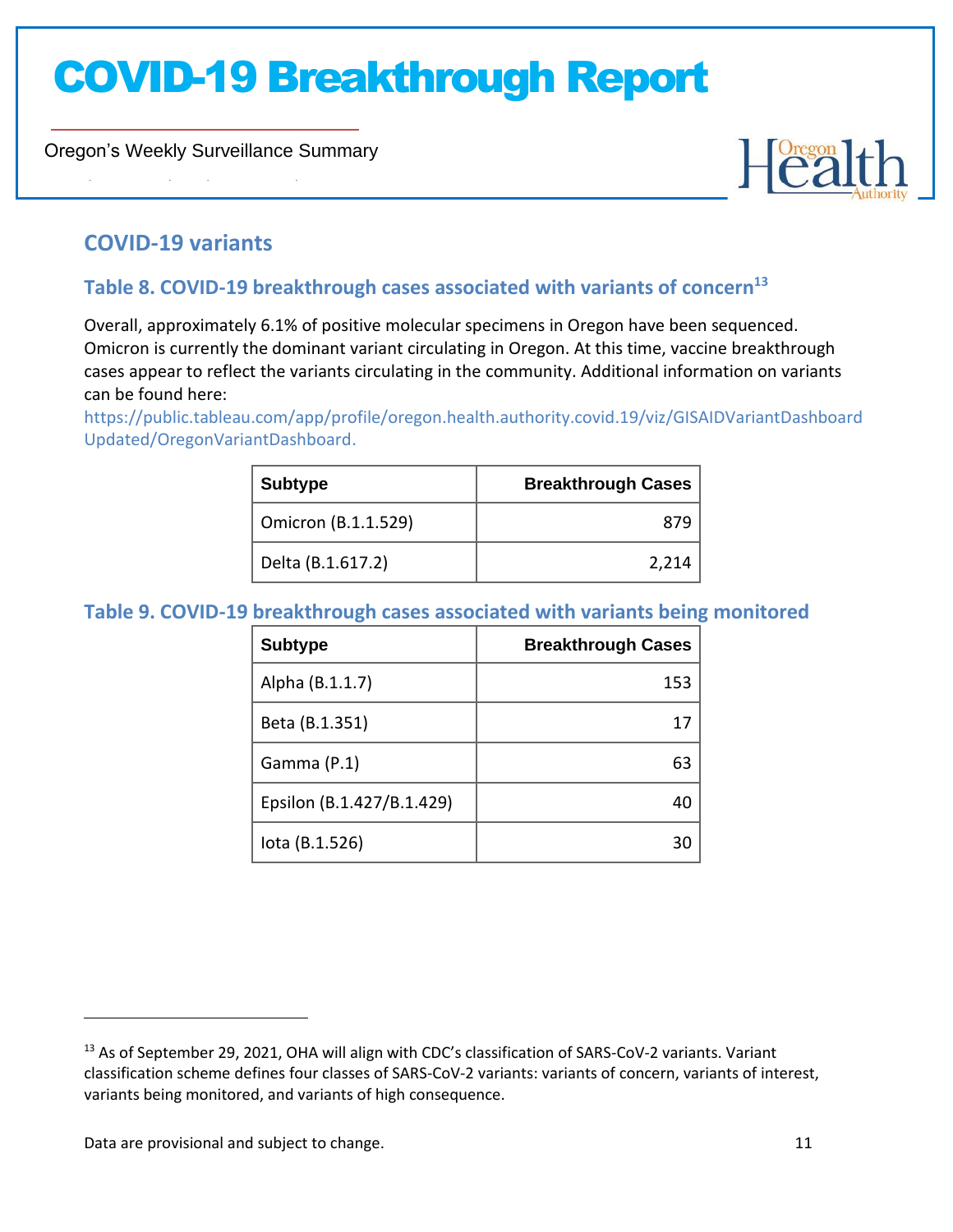## COVID-19 variants

### Table 8. COVID-19 breakthrough cases associated with variants of concern[13]

Overall, approximately 6.1% of positive molecular specimens in Oregon have been sequenced. Omicron is currently the dominant variant circulating in Oregon. At this time, vaccine breakthrough cases appear to reflect the variants circulating in the community. Additional information on variants can be found here: https://public.tableau.com/app/profile/oregon.health.authority.covid.19/viz/GISAIDVariantDashboardUpdated/OregonVariantDashboard.

| Subtype | Breakthrough Cases |
|---|---:|
| Omicron (B.1.1.529) | 879 |
| Delta (B.1.617.2) | 2,214 |

### Table 9. COVID-19 breakthrough cases associated with variants being monitored

| Subtype | Breakthrough Cases |
|---|---:|
| Alpha (B.1.1.7) | 153 |
| Beta (B.1.351) | 17 |
| Gamma (P.1) | 63 |
| Epsilon (B.1.427/B.1.429) | 40 |
| Iota (B.1.526) | 30 |

[13] As of September 29, 2021, OHA will align with CDC's classification of SARS-CoV-2 variants. Variant classification scheme defines four classes of SARS-CoV-2 variants: variants of concern, variants of interest, variants being monitored, and variants of high consequence.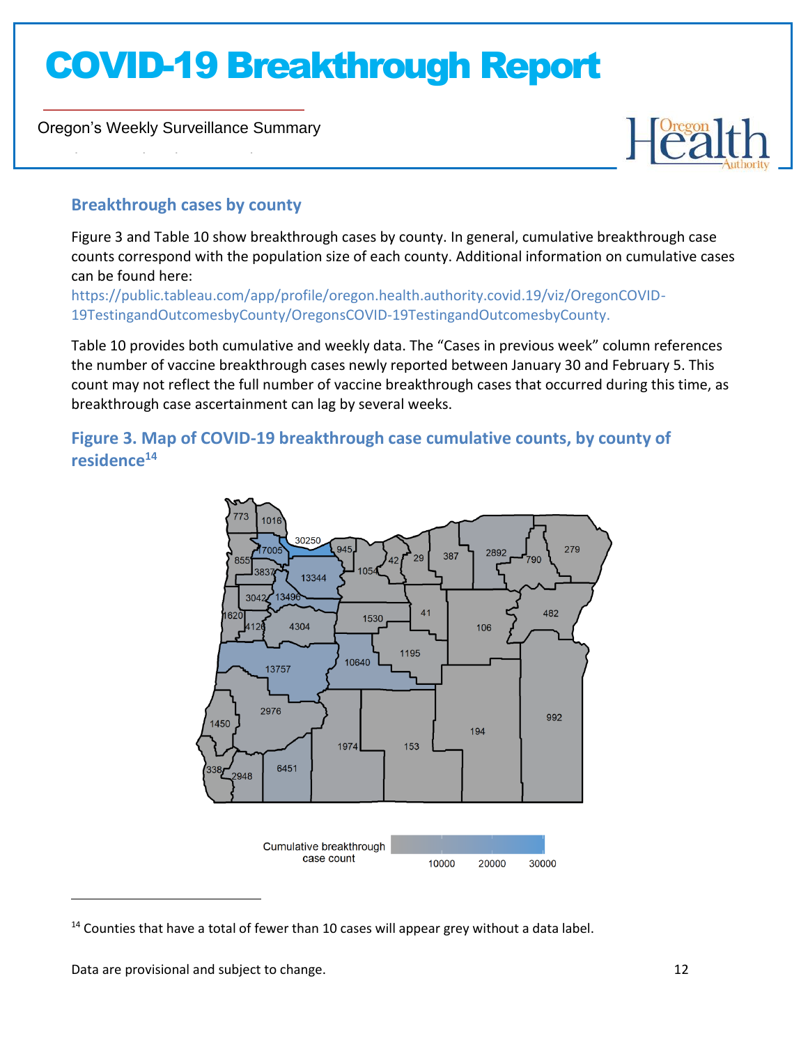## Breakthrough cases by county

Figure 3 and Table 10 show breakthrough cases by county. In general, cumulative breakthrough case counts correspond with the population size of each county. Additional information on cumulative cases can be found here: https://public.tableau.com/app/profile/oregon.health.authority.covid.19/viz/OregonCOVID-19TestingandOutcomesbyCounty/OregonsCOVID-19TestingandOutcomesbyCounty.

Table 10 provides both cumulative and weekly data. The "Cases in previous week" column references the number of vaccine breakthrough cases newly reported between January 30 and February 5. This count may not reflect the full number of vaccine breakthrough cases that occurred during this time, as breakthrough case ascertainment can lag by several weeks.

### Figure 3. Map of COVID-19 breakthrough case cumulative counts, by county of residence[14]

---

[14] Counties that have a total of fewer than 10 cases will appear grey without a data label.

Data are provisional and subject to change.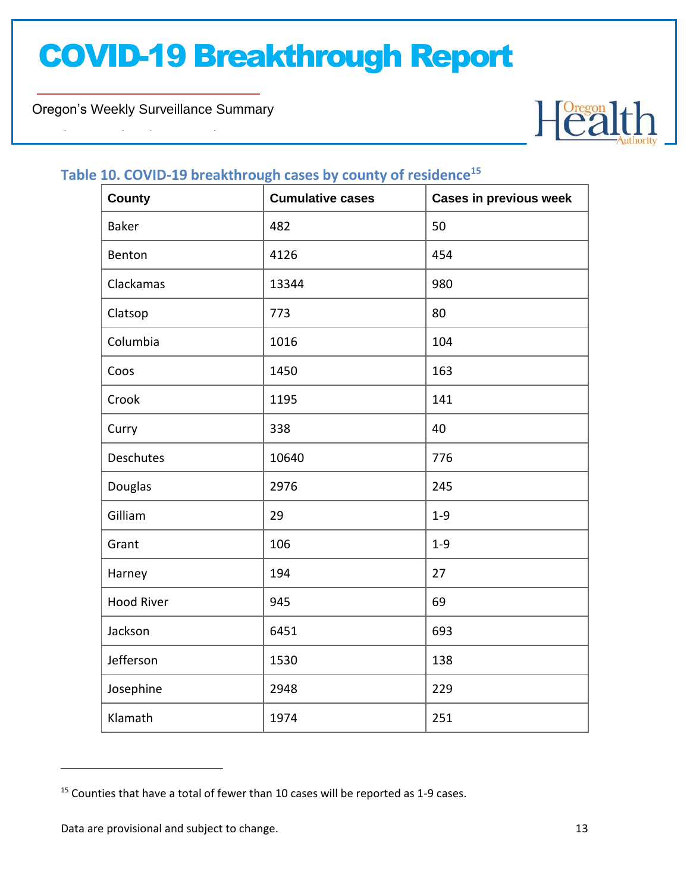**Table 10. COVID-19 breakthrough cases by county of residence**[15]

| County | Cumulative cases | Cases in previous week |
|---|---|---|
| Baker | 482 | 50 |
| Benton | 4126 | 454 |
| Clackamas | 13344 | 980 |
| Clatsop | 773 | 80 |
| Columbia | 1016 | 104 |
| Coos | 1450 | 163 |
| Crook | 1195 | 141 |
| Curry | 338 | 40 |
| Deschutes | 10640 | 776 |
| Douglas | 2976 | 245 |
| Gilliam | 29 | 1-9 |
| Grant | 106 | 1-9 |
| Harney | 194 | 27 |
| Hood River | 945 | 69 |
| Jackson | 6451 | 693 |
| Jefferson | 1530 | 138 |
| Josephine | 2948 | 229 |
| Klamath | 1974 | 251 |

[15] Counties that have a total of fewer than 10 cases will be reported as 1-9 cases.

Data are provisional and subject to change.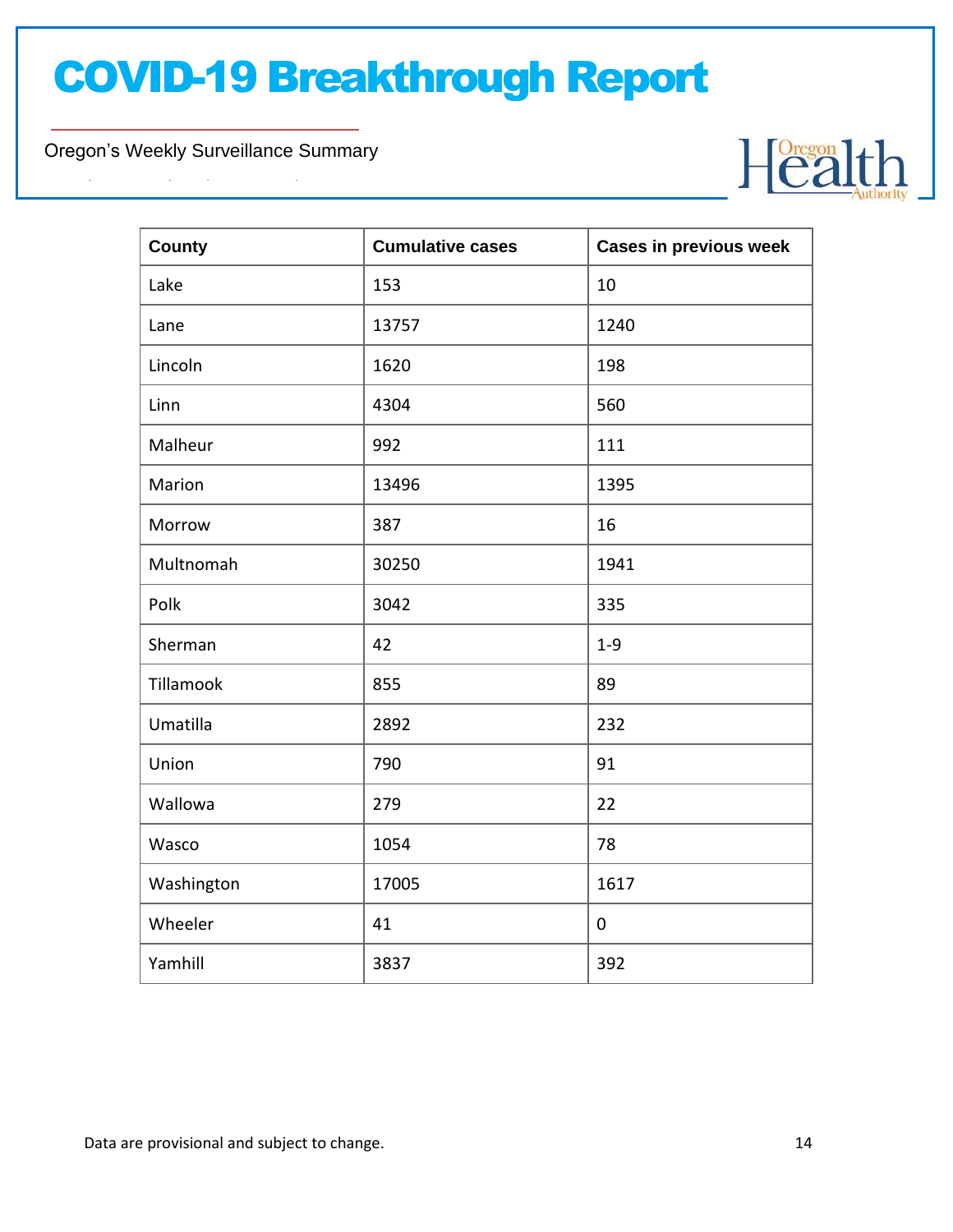| County | Cumulative cases | Cases in previous week |
|---|---|---|
| Lake | 153 | 10 |
| Lane | 13757 | 1240 |
| Lincoln | 1620 | 198 |
| Linn | 4304 | 560 |
| Malheur | 992 | 111 |
| Marion | 13496 | 1395 |
| Morrow | 387 | 16 |
| Multnomah | 30250 | 1941 |
| Polk | 3042 | 335 |
| Sherman | 42 | 1-9 |
| Tillamook | 855 | 89 |
| Umatilla | 2892 | 232 |
| Union | 790 | 91 |
| Wallowa | 279 | 22 |
| Wasco | 1054 | 78 |
| Washington | 17005 | 1617 |
| Wheeler | 41 | 0 |
| Yamhill | 3837 | 392 |

Data are provisional and subject to change.